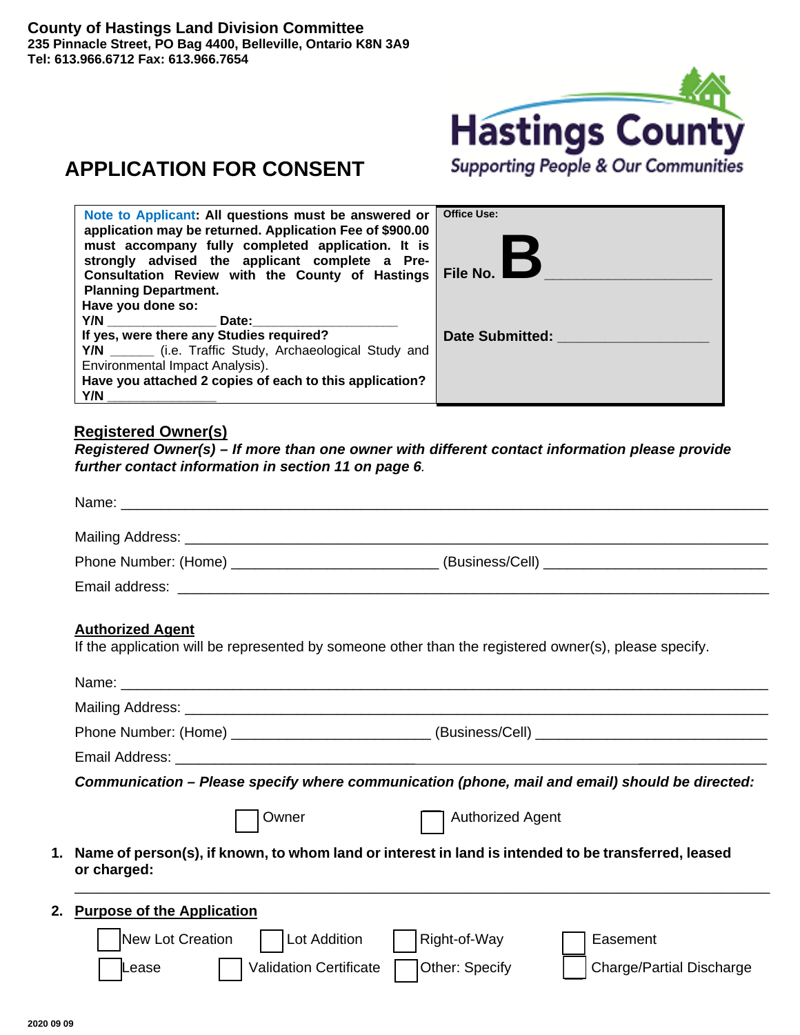**County of Hastings Land Division Committee**
**235 Pinnacle Street, PO Bag 4400, Belleville, Ontario K8N 3A9**
**Tel: 613.966.6712 Fax: 613.966.7654**

Hastings County
Supporting People & Our Communities

# APPLICATION FOR CONSENT

| **Note to Applicant: All questions must be answered or application may be returned. Application Fee of $900.00 must accompany fully completed application. It is strongly advised the applicant complete a Pre-Consultation Review with the County of Hastings Planning Department.** **Have you done so:** **Y/N** _______________ **Date:**____________________ **If yes, were there any Studies required?** **Y/N** ______ (i.e. Traffic Study, Archaeological Study and Environmental Impact Analysis). **Have you attached 2 copies of each to this application?** **Y/N** _______________ | **Office Use:** **File No. B** _____________________ **Date Submitted:** ___________________ |
|---|---|

## Registered Owner(s)

***Registered Owner(s) – If more than one owner with different contact information please provide further contact information in section 11 on page 6.***

Name: ______________________________________________________________________________

Mailing Address: _______________________________________________________________________

Phone Number: (Home) _________________________ (Business/Cell) ___________________________

Email address: _________________________________________________________________________

## Authorized Agent

If the application will be represented by someone other than the registered owner(s), please specify.

Name: ______________________________________________________________________________

Mailing Address: _______________________________________________________________________

Phone Number: (Home) ________________________ (Business/Cell) ____________________________

Email Address: ________________________________________________________________________

***Communication – Please specify where communication (phone, mail and email) should be directed:***

☐ Owner ☐ Authorized Agent

**1. Name of person(s), if known, to whom land or interest in land is intended to be transferred, leased or charged:**

_____________________________________________________________________________________

**2. Purpose of the Application**

☐ New Lot Creation ☐ Lot Addition ☐ Right-of-Way ☐ Easement

☐ Lease ☐ Validation Certificate ☐ Other: Specify ☐ Charge/Partial Discharge

2020 09 09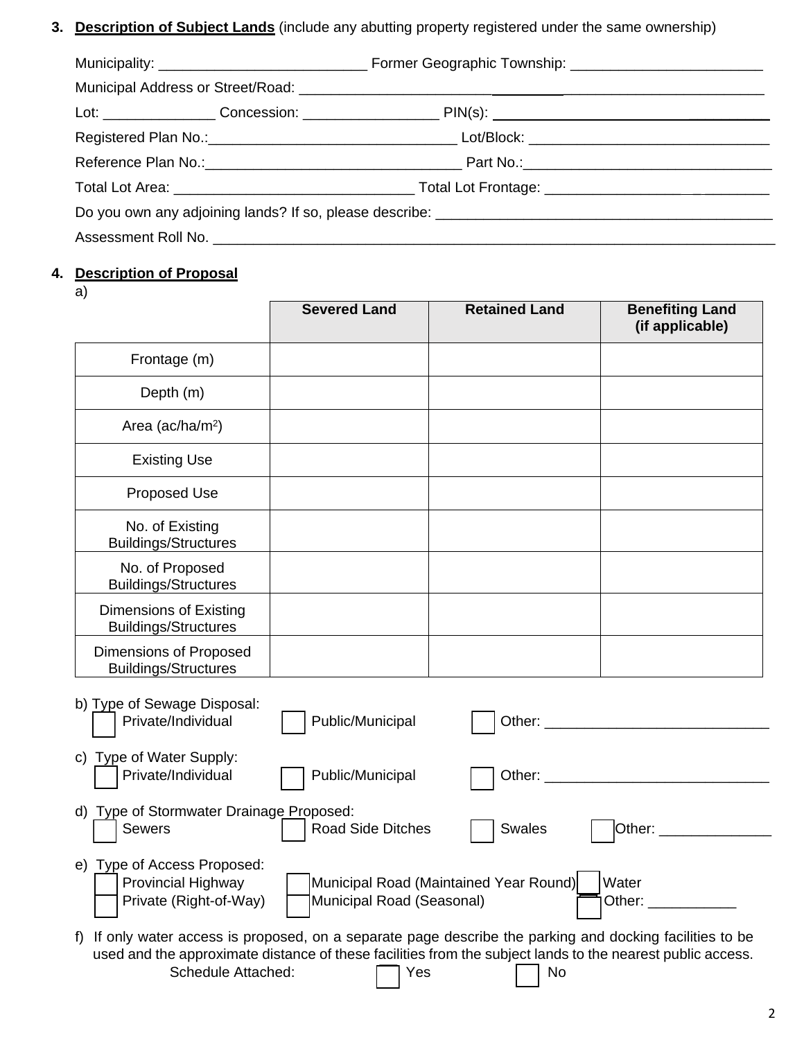3. **Description of Subject Lands** (include any abutting property registered under the same ownership)

Municipality: ___________________________ Former Geographic Township: ________________________

Municipal Address or Street/Road: ___________________________________________________________

Lot: ______________ Concession: _________________ PIN(s): ___________________________________

Registered Plan No.:________________________________ Lot/Block: ______________________________

Reference Plan No.:_________________________________ Part No.:________________________________

Total Lot Area: ______________________________ Total Lot Frontage: __________________________

Do you own any adjoining lands? If so, please describe: __________________________________________

Assessment Roll No. _______________________________________________________________________

4. **Description of Proposal**

a)

| | Severed Land | Retained Land | Benefiting Land (if applicable) |
|---|---|---|---|
| Frontage (m) | | | |
| Depth (m) | | | |
| Area (ac/ha/m$^2$) | | | |
| Existing Use | | | |
| Proposed Use | | | |
| No. of Existing Buildings/Structures | | | |
| No. of Proposed Buildings/Structures | | | |
| Dimensions of Existing Buildings/Structures | | | |
| Dimensions of Proposed Buildings/Structures | | | |

b) Type of Sewage Disposal:
☐ Private/Individual ☐ Public/Municipal ☐ Other: ____________________________

c) Type of Water Supply:
☐ Private/Individual ☐ Public/Municipal ☐ Other: ____________________________

d) Type of Stormwater Drainage Proposed:
☐ Sewers ☐ Road Side Ditches ☐ Swales ☐ Other: ______________

e) Type of Access Proposed:
☐ Provincial Highway ☐ Municipal Road (Maintained Year Round) ☐ Water
☐ Private (Right-of-Way) ☐ Municipal Road (Seasonal) ☐ Other: ___________

f) If only water access is proposed, on a separate page describe the parking and docking facilities to be used and the approximate distance of these facilities from the subject lands to the nearest public access.
Schedule Attached: ☐ Yes ☐ No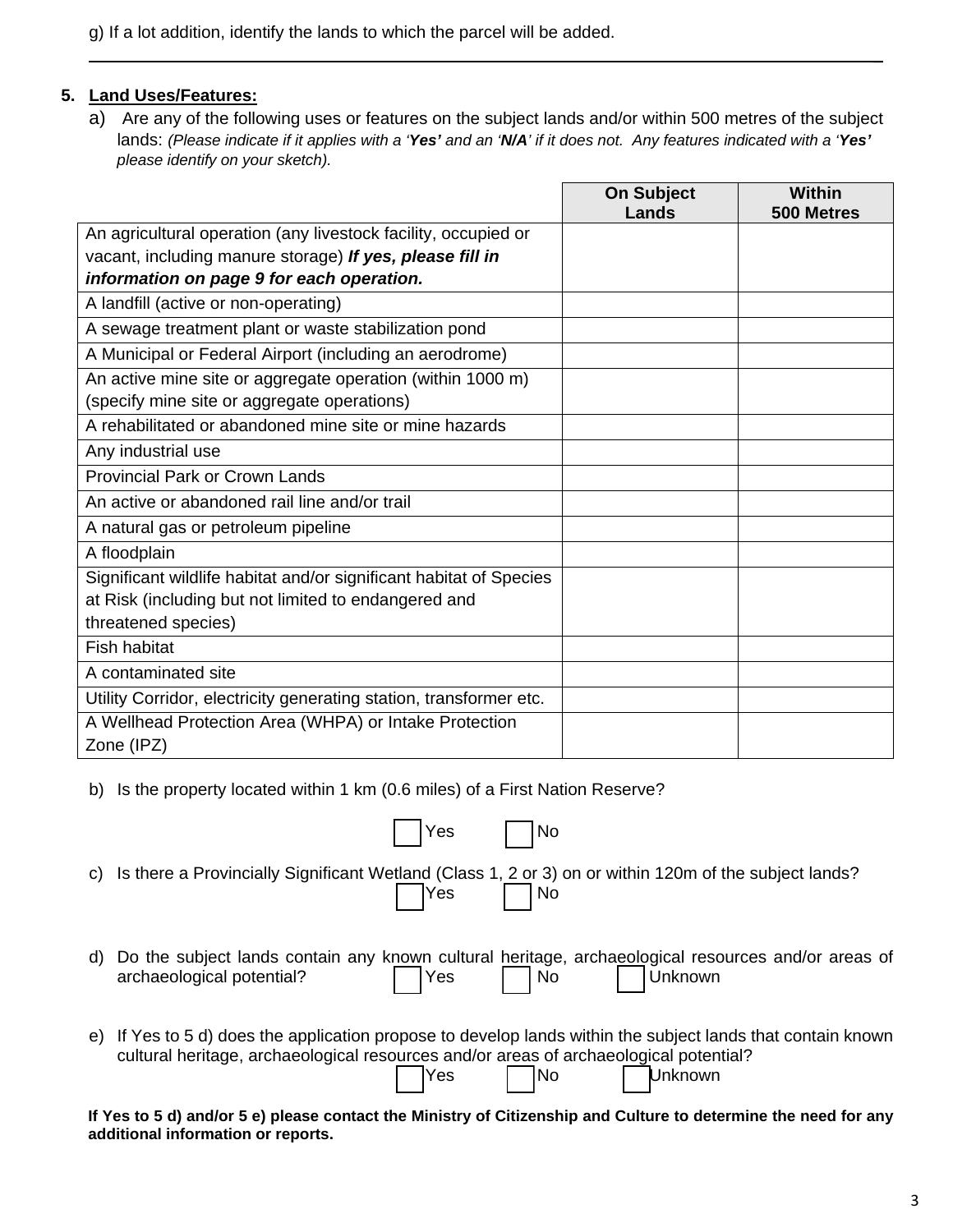g) If a lot addition, identify the lands to which the parcel will be added.

______________________________________________________________________

5. **Land Uses/Features:**

   a) Are any of the following uses or features on the subject lands and/or within 500 metres of the subject lands: *(Please indicate if it applies with a '**Yes'** and an '**N/A**' if it does not. Any features indicated with a '**Yes'** please identify on your sketch).*

| | On Subject Lands | Within 500 Metres |
|---|---|---|
| An agricultural operation (any livestock facility, occupied or vacant, including manure storage) ***If yes, please fill in information on page 9 for each operation.*** | | |
| A landfill (active or non-operating) | | |
| A sewage treatment plant or waste stabilization pond | | |
| A Municipal or Federal Airport (including an aerodrome) | | |
| An active mine site or aggregate operation (within 1000 m) (specify mine site or aggregate operations) | | |
| A rehabilitated or abandoned mine site or mine hazards | | |
| Any industrial use | | |
| Provincial Park or Crown Lands | | |
| An active or abandoned rail line and/or trail | | |
| A natural gas or petroleum pipeline | | |
| A floodplain | | |
| Significant wildlife habitat and/or significant habitat of Species at Risk (including but not limited to endangered and threatened species) | | |
| Fish habitat | | |
| A contaminated site | | |
| Utility Corridor, electricity generating station, transformer etc. | | |
| A Wellhead Protection Area (WHPA) or Intake Protection Zone (IPZ) | | |

   b) Is the property located within 1 km (0.6 miles) of a First Nation Reserve?

   ☐ Yes ☐ No

   c) Is there a Provincially Significant Wetland (Class 1, 2 or 3) on or within 120m of the subject lands?

   ☐ Yes ☐ No

   d) Do the subject lands contain any known cultural heritage, archaeological resources and/or areas of archaeological potential? ☐ Yes ☐ No ☐ Unknown

   e) If Yes to 5 d) does the application propose to develop lands within the subject lands that contain known cultural heritage, archaeological resources and/or areas of archaeological potential?

   ☐ Yes ☐ No ☐ Unknown

**If Yes to 5 d) and/or 5 e) please contact the Ministry of Citizenship and Culture to determine the need for any additional information or reports.**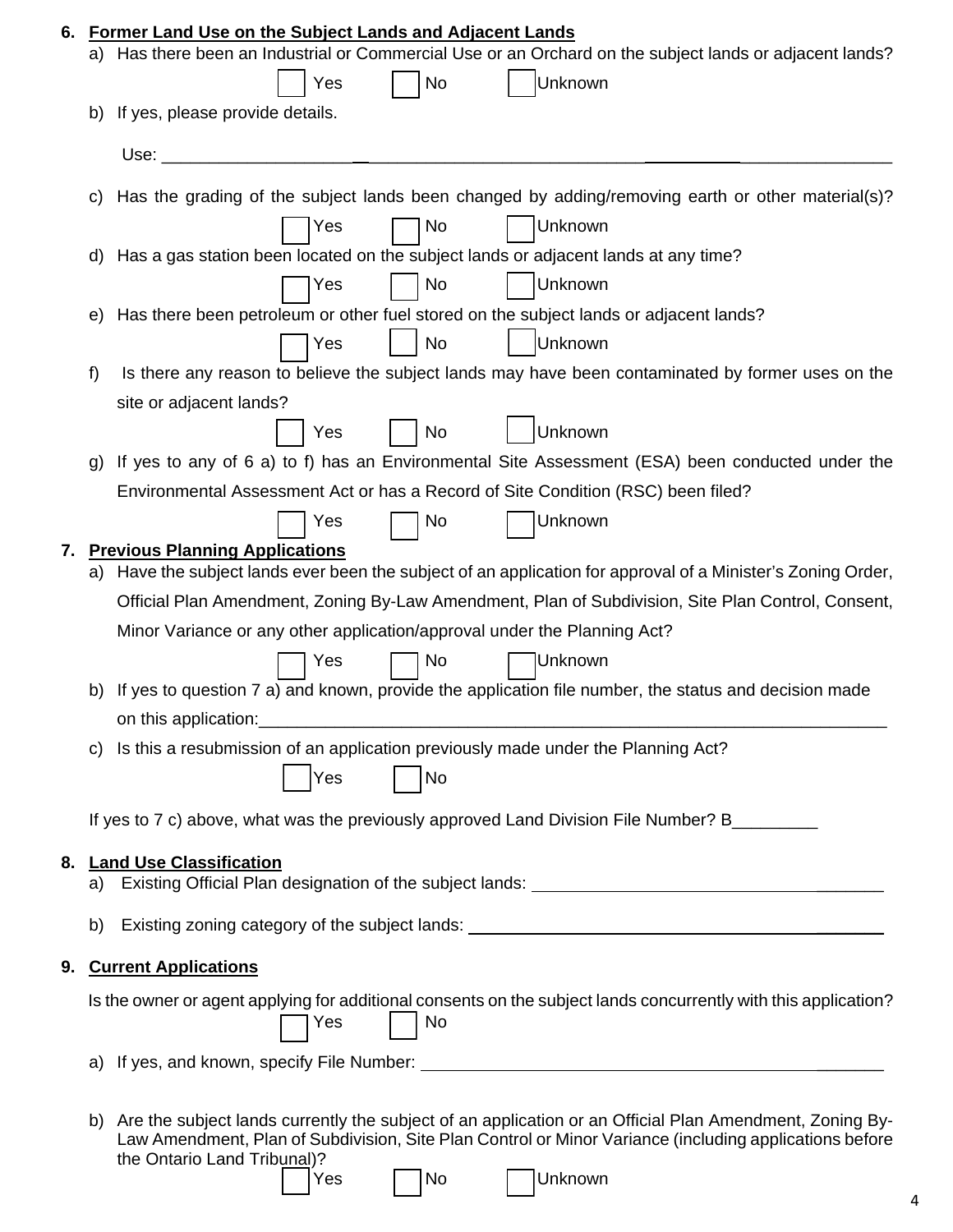## 6. Former Land Use on the Subject Lands and Adjacent Lands

a) Has there been an Industrial or Commercial Use or an Orchard on the subject lands or adjacent lands?

☐ Yes ☐ No ☐ Unknown

b) If yes, please provide details.

Use: ______________________________________________________________________

c) Has the grading of the subject lands been changed by adding/removing earth or other material(s)?

☐ Yes ☐ No ☐ Unknown

d) Has a gas station been located on the subject lands or adjacent lands at any time?

☐ Yes ☐ No ☐ Unknown

e) Has there been petroleum or other fuel stored on the subject lands or adjacent lands?

☐ Yes ☐ No ☐ Unknown

f) Is there any reason to believe the subject lands may have been contaminated by former uses on the site or adjacent lands?

☐ Yes ☐ No ☐ Unknown

g) If yes to any of 6 a) to f) has an Environmental Site Assessment (ESA) been conducted under the Environmental Assessment Act or has a Record of Site Condition (RSC) been filed?

☐ Yes ☐ No ☐ Unknown

## 7. Previous Planning Applications

a) Have the subject lands ever been the subject of an application for approval of a Minister's Zoning Order, Official Plan Amendment, Zoning By-Law Amendment, Plan of Subdivision, Site Plan Control, Consent, Minor Variance or any other application/approval under the Planning Act?

☐ Yes ☐ No ☐ Unknown

b) If yes to question 7 a) and known, provide the application file number, the status and decision made on this application:______________________________________________________________________

c) Is this a resubmission of an application previously made under the Planning Act?

☐ Yes ☐ No

If yes to 7 c) above, what was the previously approved Land Division File Number? B_________

## 8. Land Use Classification

a) Existing Official Plan designation of the subject lands: ____________________________________

b) Existing zoning category of the subject lands: ____________________________________________

## 9. Current Applications

Is the owner or agent applying for additional consents on the subject lands concurrently with this application?

☐ Yes ☐ No

a) If yes, and known, specify File Number: ________________________________________________

b) Are the subject lands currently the subject of an application or an Official Plan Amendment, Zoning By-Law Amendment, Plan of Subdivision, Site Plan Control or Minor Variance (including applications before the Ontario Land Tribunal)?

☐ Yes ☐ No ☐ Unknown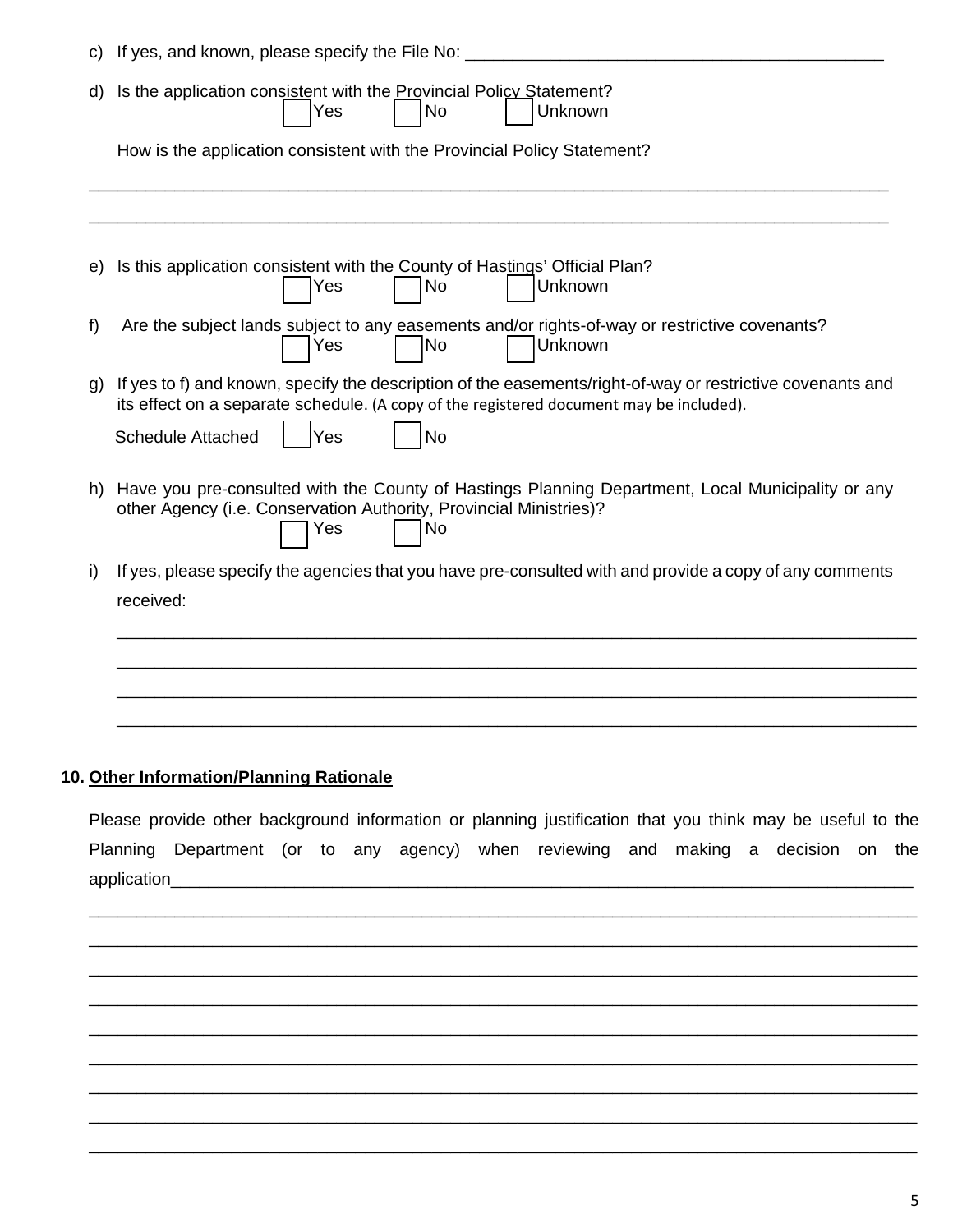c) If yes, and known, please specify the File No: _______________________________________________

d) Is the application consistent with the Provincial Policy Statement?

☐ Yes ☐ No ☐ Unknown

How is the application consistent with the Provincial Policy Statement?

_______________________________________________________________________________________

_______________________________________________________________________________________

e) Is this application consistent with the County of Hastings' Official Plan?

☐ Yes ☐ No ☐ Unknown

f) Are the subject lands subject to any easements and/or rights-of-way or restrictive covenants?

☐ Yes ☐ No ☐ Unknown

g) If yes to f) and known, specify the description of the easements/right-of-way or restrictive covenants and its effect on a separate schedule. (A copy of the registered document may be included).

Schedule Attached ☐ Yes ☐ No

h) Have you pre-consulted with the County of Hastings Planning Department, Local Municipality or any other Agency (i.e. Conservation Authority, Provincial Ministries)?

☐ Yes ☐ No

i) If yes, please specify the agencies that you have pre-consulted with and provide a copy of any comments received:

_______________________________________________________________________________________

_______________________________________________________________________________________

_______________________________________________________________________________________

_______________________________________________________________________________________

## 10. Other Information/Planning Rationale

Please provide other background information or planning justification that you think may be useful to the Planning Department (or to any agency) when reviewing and making a decision on the application_________________________________________________________________________________

_______________________________________________________________________________________

_______________________________________________________________________________________

_______________________________________________________________________________________

_______________________________________________________________________________________

_______________________________________________________________________________________

_______________________________________________________________________________________

_______________________________________________________________________________________

_______________________________________________________________________________________

_______________________________________________________________________________________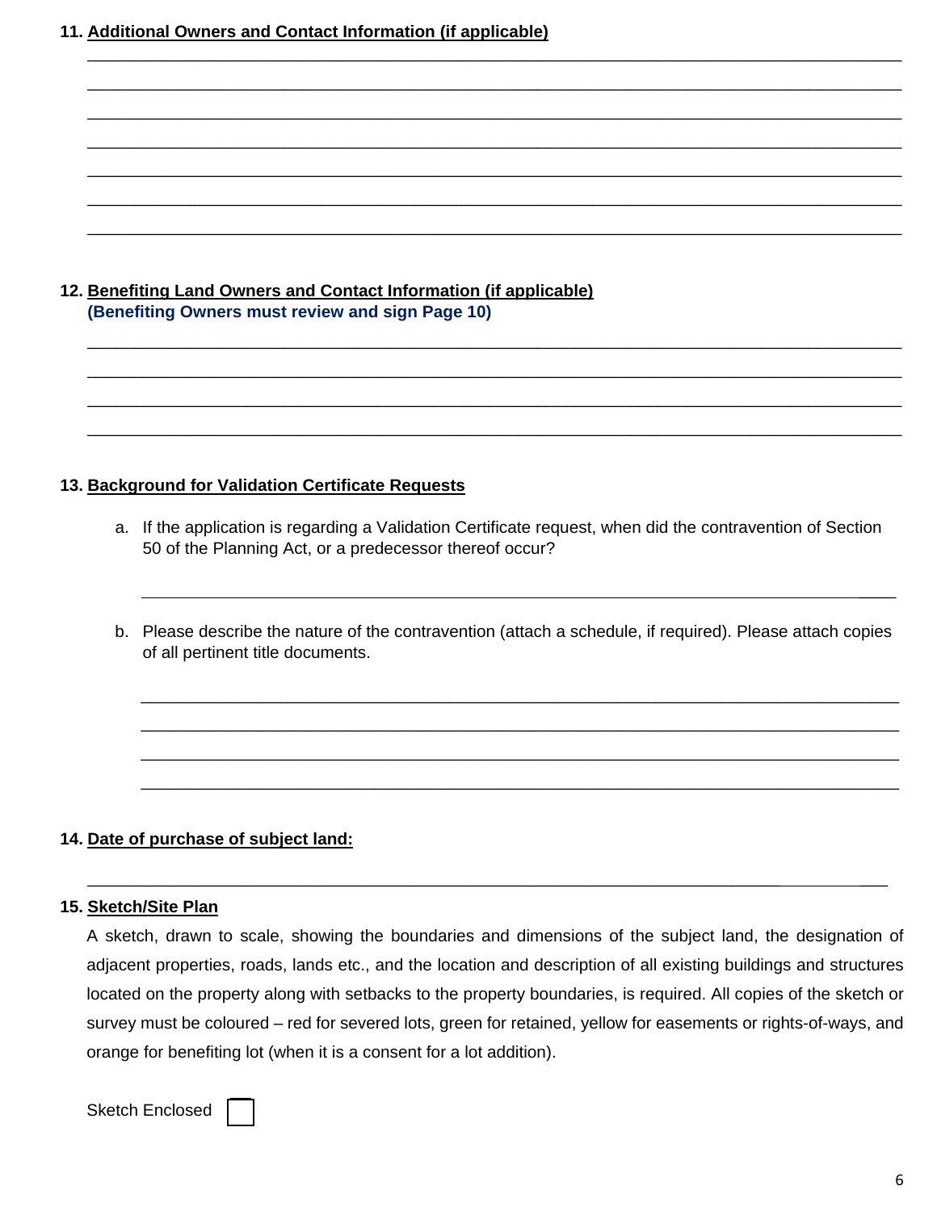**11. Additional Owners and Contact Information (if applicable)**

\_\_\_\_\_\_\_\_\_\_\_\_\_\_\_\_\_\_\_\_\_\_\_\_\_\_\_\_\_\_\_\_\_\_\_\_\_\_\_\_\_\_\_\_\_\_\_\_\_\_\_\_\_\_\_\_\_\_\_\_\_\_\_\_\_\_\_\_\_\_\_\_\_\_\_\_\_\_

\_\_\_\_\_\_\_\_\_\_\_\_\_\_\_\_\_\_\_\_\_\_\_\_\_\_\_\_\_\_\_\_\_\_\_\_\_\_\_\_\_\_\_\_\_\_\_\_\_\_\_\_\_\_\_\_\_\_\_\_\_\_\_\_\_\_\_\_\_\_\_\_\_\_\_\_\_\_

\_\_\_\_\_\_\_\_\_\_\_\_\_\_\_\_\_\_\_\_\_\_\_\_\_\_\_\_\_\_\_\_\_\_\_\_\_\_\_\_\_\_\_\_\_\_\_\_\_\_\_\_\_\_\_\_\_\_\_\_\_\_\_\_\_\_\_\_\_\_\_\_\_\_\_\_\_\_

\_\_\_\_\_\_\_\_\_\_\_\_\_\_\_\_\_\_\_\_\_\_\_\_\_\_\_\_\_\_\_\_\_\_\_\_\_\_\_\_\_\_\_\_\_\_\_\_\_\_\_\_\_\_\_\_\_\_\_\_\_\_\_\_\_\_\_\_\_\_\_\_\_\_\_\_\_\_

\_\_\_\_\_\_\_\_\_\_\_\_\_\_\_\_\_\_\_\_\_\_\_\_\_\_\_\_\_\_\_\_\_\_\_\_\_\_\_\_\_\_\_\_\_\_\_\_\_\_\_\_\_\_\_\_\_\_\_\_\_\_\_\_\_\_\_\_\_\_\_\_\_\_\_\_\_\_

\_\_\_\_\_\_\_\_\_\_\_\_\_\_\_\_\_\_\_\_\_\_\_\_\_\_\_\_\_\_\_\_\_\_\_\_\_\_\_\_\_\_\_\_\_\_\_\_\_\_\_\_\_\_\_\_\_\_\_\_\_\_\_\_\_\_\_\_\_\_\_\_\_\_\_\_\_\_

\_\_\_\_\_\_\_\_\_\_\_\_\_\_\_\_\_\_\_\_\_\_\_\_\_\_\_\_\_\_\_\_\_\_\_\_\_\_\_\_\_\_\_\_\_\_\_\_\_\_\_\_\_\_\_\_\_\_\_\_\_\_\_\_\_\_\_\_\_\_\_\_\_\_\_\_\_\_

**12. Benefiting Land Owners and Contact Information (if applicable)**
**(Benefiting Owners must review and sign Page 10)**

\_\_\_\_\_\_\_\_\_\_\_\_\_\_\_\_\_\_\_\_\_\_\_\_\_\_\_\_\_\_\_\_\_\_\_\_\_\_\_\_\_\_\_\_\_\_\_\_\_\_\_\_\_\_\_\_\_\_\_\_\_\_\_\_\_\_\_\_\_\_\_\_\_\_\_\_\_\_

\_\_\_\_\_\_\_\_\_\_\_\_\_\_\_\_\_\_\_\_\_\_\_\_\_\_\_\_\_\_\_\_\_\_\_\_\_\_\_\_\_\_\_\_\_\_\_\_\_\_\_\_\_\_\_\_\_\_\_\_\_\_\_\_\_\_\_\_\_\_\_\_\_\_\_\_\_\_

\_\_\_\_\_\_\_\_\_\_\_\_\_\_\_\_\_\_\_\_\_\_\_\_\_\_\_\_\_\_\_\_\_\_\_\_\_\_\_\_\_\_\_\_\_\_\_\_\_\_\_\_\_\_\_\_\_\_\_\_\_\_\_\_\_\_\_\_\_\_\_\_\_\_\_\_\_\_

\_\_\_\_\_\_\_\_\_\_\_\_\_\_\_\_\_\_\_\_\_\_\_\_\_\_\_\_\_\_\_\_\_\_\_\_\_\_\_\_\_\_\_\_\_\_\_\_\_\_\_\_\_\_\_\_\_\_\_\_\_\_\_\_\_\_\_\_\_\_\_\_\_\_\_\_\_\_

**13. Background for Validation Certificate Requests**

a. If the application is regarding a Validation Certificate request, when did the contravention of Section 50 of the Planning Act, or a predecessor thereof occur?

\_\_\_\_\_\_\_\_\_\_\_\_\_\_\_\_\_\_\_\_\_\_\_\_\_\_\_\_\_\_\_\_\_\_\_\_\_\_\_\_\_\_\_\_\_\_\_\_\_\_\_\_\_\_\_\_\_\_\_\_\_\_\_\_\_\_\_\_\_\_\_\_\_\_

b. Please describe the nature of the contravention (attach a schedule, if required). Please attach copies of all pertinent title documents.

\_\_\_\_\_\_\_\_\_\_\_\_\_\_\_\_\_\_\_\_\_\_\_\_\_\_\_\_\_\_\_\_\_\_\_\_\_\_\_\_\_\_\_\_\_\_\_\_\_\_\_\_\_\_\_\_\_\_\_\_\_\_\_\_\_\_\_\_\_\_\_\_\_\_

\_\_\_\_\_\_\_\_\_\_\_\_\_\_\_\_\_\_\_\_\_\_\_\_\_\_\_\_\_\_\_\_\_\_\_\_\_\_\_\_\_\_\_\_\_\_\_\_\_\_\_\_\_\_\_\_\_\_\_\_\_\_\_\_\_\_\_\_\_\_\_\_\_\_

\_\_\_\_\_\_\_\_\_\_\_\_\_\_\_\_\_\_\_\_\_\_\_\_\_\_\_\_\_\_\_\_\_\_\_\_\_\_\_\_\_\_\_\_\_\_\_\_\_\_\_\_\_\_\_\_\_\_\_\_\_\_\_\_\_\_\_\_\_\_\_\_\_\_

\_\_\_\_\_\_\_\_\_\_\_\_\_\_\_\_\_\_\_\_\_\_\_\_\_\_\_\_\_\_\_\_\_\_\_\_\_\_\_\_\_\_\_\_\_\_\_\_\_\_\_\_\_\_\_\_\_\_\_\_\_\_\_\_\_\_\_\_\_\_\_\_\_\_

**14. Date of purchase of subject land:**

\_\_\_\_\_\_\_\_\_\_\_\_\_\_\_\_\_\_\_\_\_\_\_\_\_\_\_\_\_\_\_\_\_\_\_\_\_\_\_\_\_\_\_\_\_\_\_\_\_\_\_\_\_\_\_\_\_\_\_\_\_\_\_\_\_\_\_\_\_\_\_\_\_\_\_\_\_

**15. Sketch/Site Plan**

A sketch, drawn to scale, showing the boundaries and dimensions of the subject land, the designation of adjacent properties, roads, lands etc., and the location and description of all existing buildings and structures located on the property along with setbacks to the property boundaries, is required. All copies of the sketch or survey must be coloured – red for severed lots, green for retained, yellow for easements or rights-of-ways, and orange for benefiting lot (when it is a consent for a lot addition).

Sketch Enclosed ☐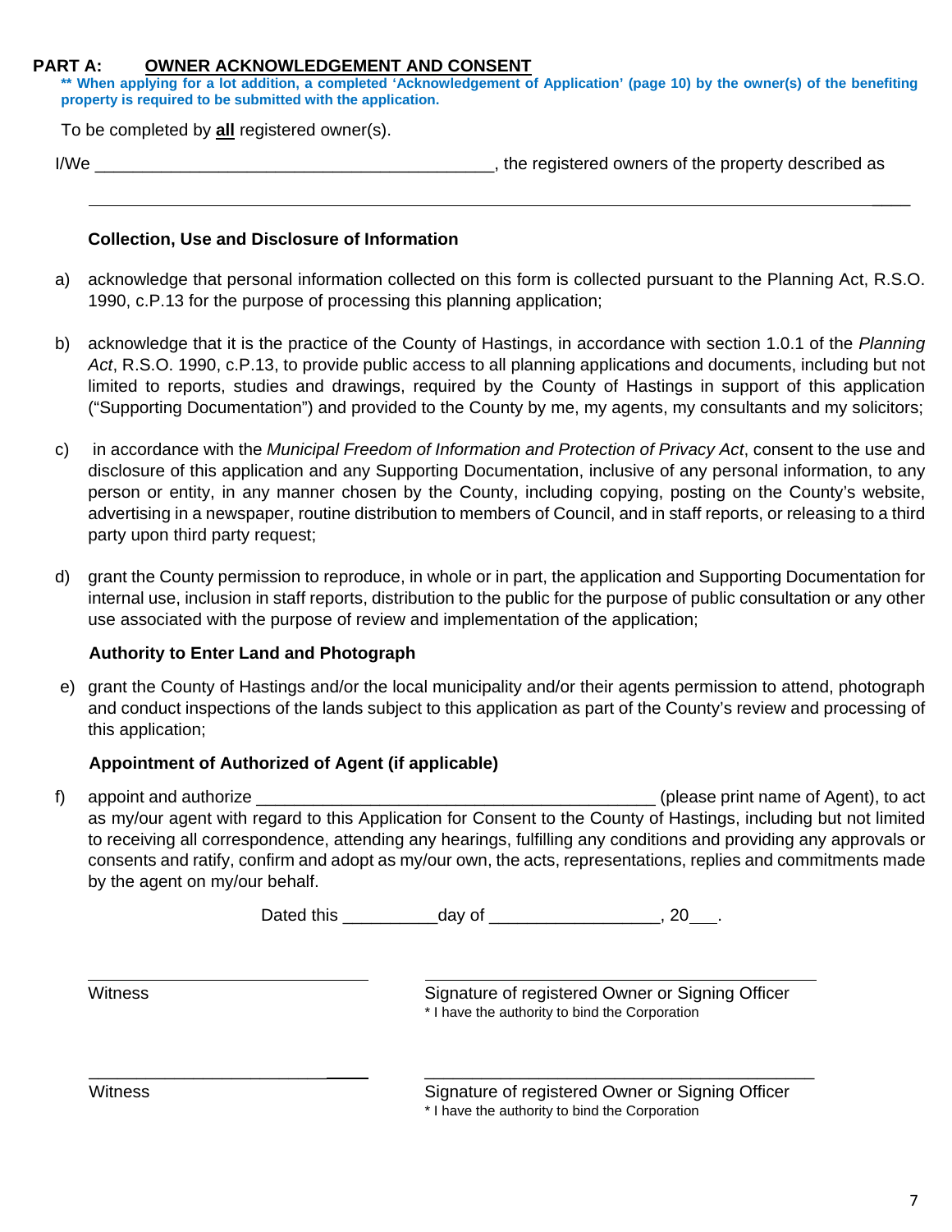**PART A: OWNER ACKNOWLEDGEMENT AND CONSENT**

**\*\* When applying for a lot addition, a completed 'Acknowledgement of Application' (page 10) by the owner(s) of the benefiting property is required to be submitted with the application.**

To be completed by **all** registered owner(s).

I/We ___________________________________________, the registered owners of the property described as

_____________________________________________________________________________________

**Collection, Use and Disclosure of Information**

a) acknowledge that personal information collected on this form is collected pursuant to the Planning Act, R.S.O. 1990, c.P.13 for the purpose of processing this planning application;

b) acknowledge that it is the practice of the County of Hastings, in accordance with section 1.0.1 of the *Planning Act*, R.S.O. 1990, c.P.13, to provide public access to all planning applications and documents, including but not limited to reports, studies and drawings, required by the County of Hastings in support of this application ("Supporting Documentation") and provided to the County by me, my agents, my consultants and my solicitors;

c) in accordance with the *Municipal Freedom of Information and Protection of Privacy Act*, consent to the use and disclosure of this application and any Supporting Documentation, inclusive of any personal information, to any person or entity, in any manner chosen by the County, including copying, posting on the County's website, advertising in a newspaper, routine distribution to members of Council, and in staff reports, or releasing to a third party upon third party request;

d) grant the County permission to reproduce, in whole or in part, the application and Supporting Documentation for internal use, inclusion in staff reports, distribution to the public for the purpose of public consultation or any other use associated with the purpose of review and implementation of the application;

**Authority to Enter Land and Photograph**

e) grant the County of Hastings and/or the local municipality and/or their agents permission to attend, photograph and conduct inspections of the lands subject to this application as part of the County's review and processing of this application;

**Appointment of Authorized of Agent (if applicable)**

f) appoint and authorize ___________________________________________ (please print name of Agent), to act as my/our agent with regard to this Application for Consent to the County of Hastings, including but not limited to receiving all correspondence, attending any hearings, fulfilling any conditions and providing any approvals or consents and ratify, confirm and adopt as my/our own, the acts, representations, replies and commitments made by the agent on my/our behalf.

Dated this __________day of _________________, 20___.

| | |
|---|---|
| ______________________________ | ____________________________________________ |
| Witness | Signature of registered Owner or Signing Officer<br>* I have the authority to bind the Corporation |
| ______________________________ | ____________________________________________ |
| Witness | Signature of registered Owner or Signing Officer<br>* I have the authority to bind the Corporation |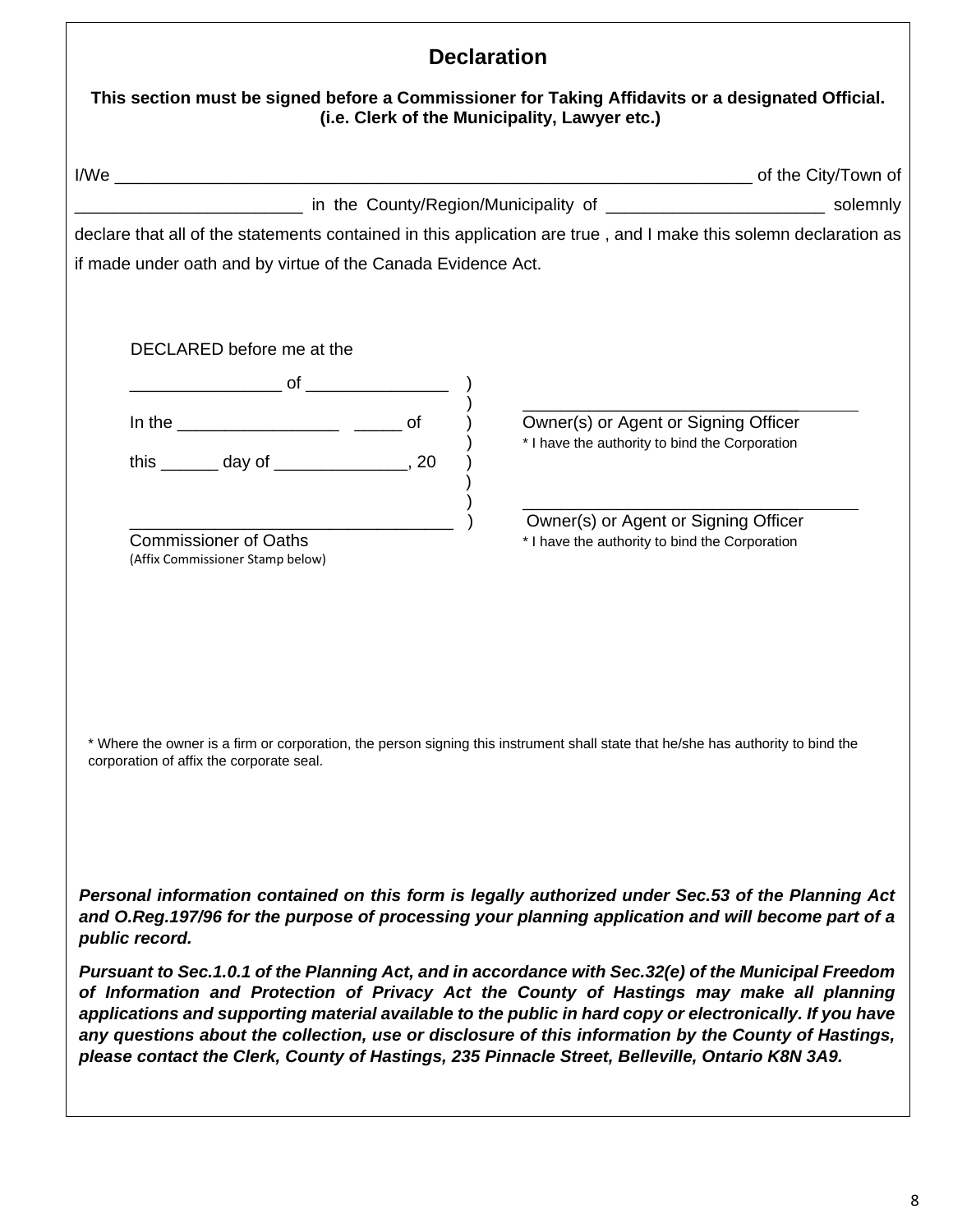## Declaration

**This section must be signed before a Commissioner for Taking Affidavits or a designated Official. (i.e. Clerk of the Municipality, Lawyer etc.)**

I/We ______________________________________________________________________ of the City/Town of ________________________ in the County/Region/Municipality of ________________________ solemnly declare that all of the statements contained in this application are true , and I make this solemn declaration as if made under oath and by virtue of the Canada Evidence Act.

DECLARED before me at the

________________ of _______________ )
)
In the _________________ _____ of )
)
this ______ day of ______________, 20 )
)
)
__________________________________ )
Commissioner of Oaths
(Affix Commissioner Stamp below)

____________________________________
Owner(s) or Agent or Signing Officer
* I have the authority to bind the Corporation

____________________________________
Owner(s) or Agent or Signing Officer
* I have the authority to bind the Corporation

* Where the owner is a firm or corporation, the person signing this instrument shall state that he/she has authority to bind the corporation of affix the corporate seal.

***Personal information contained on this form is legally authorized under Sec.53 of the Planning Act and O.Reg.197/96 for the purpose of processing your planning application and will become part of a public record.***

***Pursuant to Sec.1.0.1 of the Planning Act, and in accordance with Sec.32(e) of the Municipal Freedom of Information and Protection of Privacy Act the County of Hastings may make all planning applications and supporting material available to the public in hard copy or electronically. If you have any questions about the collection, use or disclosure of this information by the County of Hastings, please contact the Clerk, County of Hastings, 235 Pinnacle Street, Belleville, Ontario K8N 3A9.***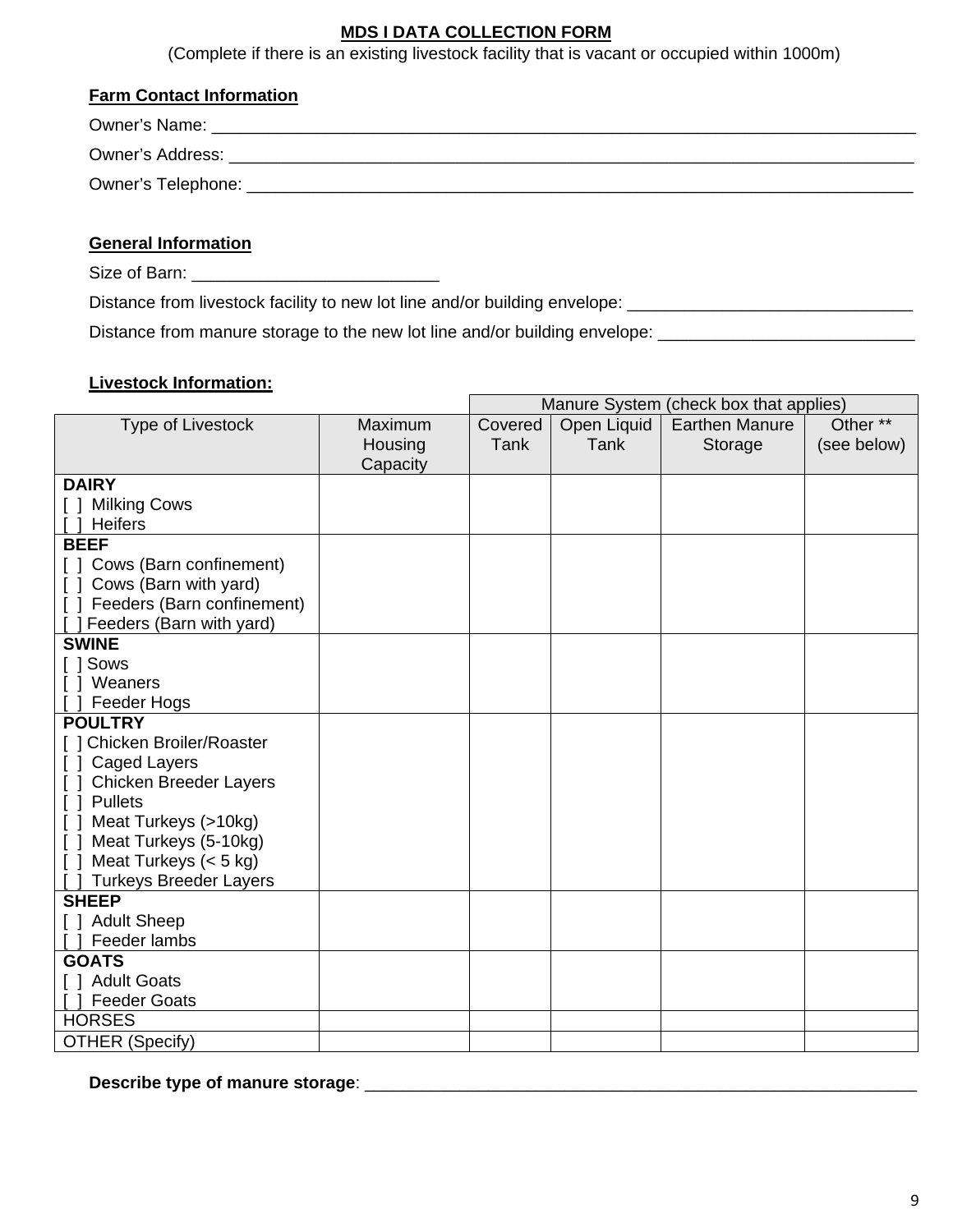**MDS I DATA COLLECTION FORM**

(Complete if there is an existing livestock facility that is vacant or occupied within 1000m)

**Farm Contact Information**

Owner's Name: ___________________________________________________________________________

Owner's Address: _________________________________________________________________________

Owner's Telephone: _______________________________________________________________________

**General Information**

Size of Barn: __________________________

Distance from livestock facility to new lot line and/or building envelope: ______________________________

Distance from manure storage to the new lot line and/or building envelope: ___________________________

**Livestock Information:**

| | | Manure System (check box that applies) | | | |
|---|---|---|---|---|---|
| Type of Livestock | Maximum Housing Capacity | Covered Tank | Open Liquid Tank | Earthen Manure Storage | Other ** (see below) |
| **DAIRY**<br>[ ] Milking Cows<br>[ ] Heifers | | | | | |
| **BEEF**<br>[ ] Cows (Barn confinement)<br>[ ] Cows (Barn with yard)<br>[ ] Feeders (Barn confinement)<br>[ ] Feeders (Barn with yard) | | | | | |
| **SWINE**<br>[ ] Sows<br>[ ] Weaners<br>[ ] Feeder Hogs | | | | | |
| **POULTRY**<br>[ ] Chicken Broiler/Roaster<br>[ ] Caged Layers<br>[ ] Chicken Breeder Layers<br>[ ] Pullets<br>[ ] Meat Turkeys (>10kg)<br>[ ] Meat Turkeys (5-10kg)<br>[ ] Meat Turkeys (< 5 kg)<br>[ ] Turkeys Breeder Layers | | | | | |
| **SHEEP**<br>[ ] Adult Sheep<br>[ ] Feeder lambs | | | | | |
| **GOATS**<br>[ ] Adult Goats<br>[ ] Feeder Goats | | | | | |
| HORSES | | | | | |
| OTHER (Specify) | | | | | |

**Describe type of manure storage**: ___________________________________________________________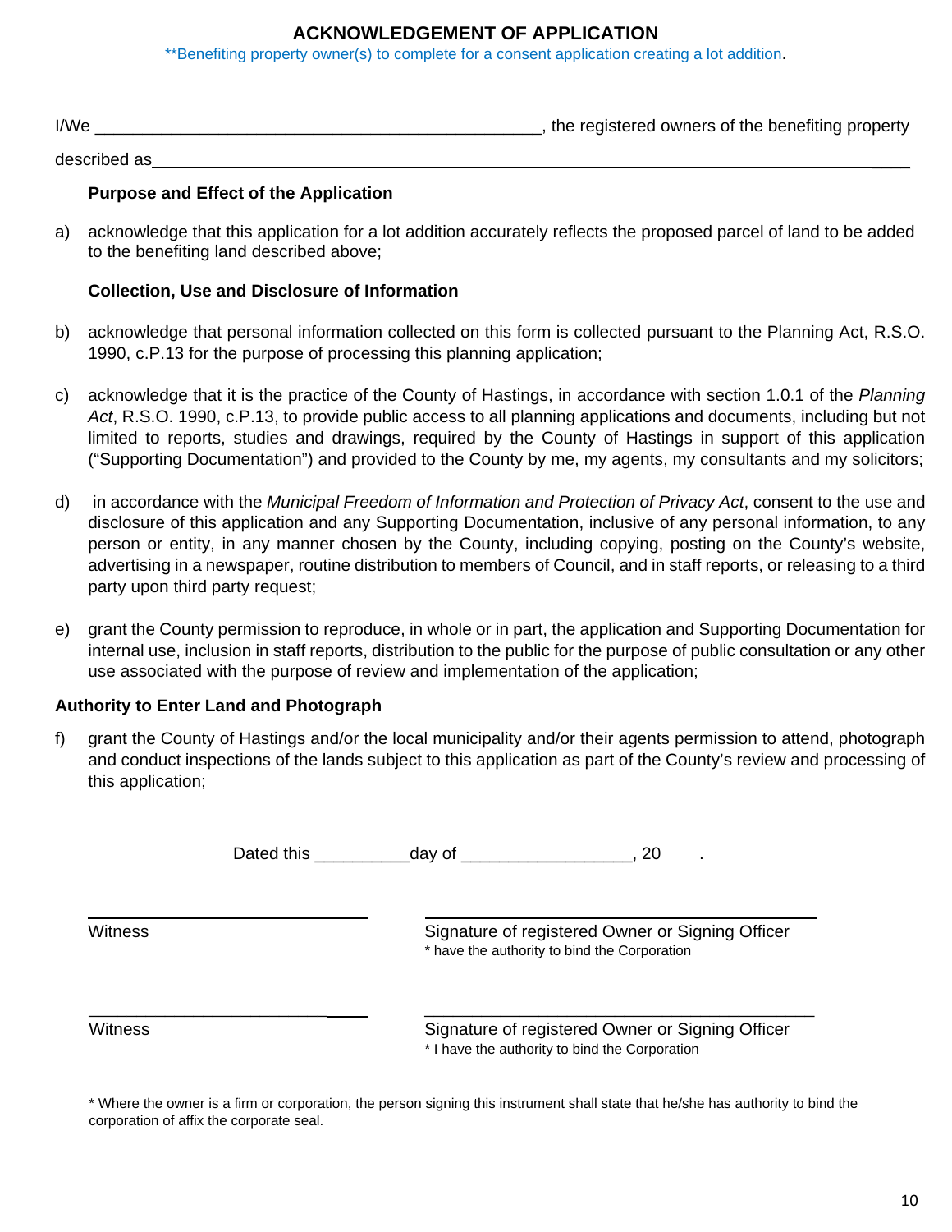# ACKNOWLEDGEMENT OF APPLICATION

**Benefiting property owner(s) to complete for a consent application creating a lot addition.

I/We ______________________________________________, the registered owners of the benefiting property described as______________________________________________________________________________

**Purpose and Effect of the Application**

a) acknowledge that this application for a lot addition accurately reflects the proposed parcel of land to be added to the benefiting land described above;

**Collection, Use and Disclosure of Information**

b) acknowledge that personal information collected on this form is collected pursuant to the Planning Act, R.S.O. 1990, c.P.13 for the purpose of processing this planning application;

c) acknowledge that it is the practice of the County of Hastings, in accordance with section 1.0.1 of the *Planning Act*, R.S.O. 1990, c.P.13, to provide public access to all planning applications and documents, including but not limited to reports, studies and drawings, required by the County of Hastings in support of this application ("Supporting Documentation") and provided to the County by me, my agents, my consultants and my solicitors;

d) in accordance with the *Municipal Freedom of Information and Protection of Privacy Act*, consent to the use and disclosure of this application and any Supporting Documentation, inclusive of any personal information, to any person or entity, in any manner chosen by the County, including copying, posting on the County's website, advertising in a newspaper, routine distribution to members of Council, and in staff reports, or releasing to a third party upon third party request;

e) grant the County permission to reproduce, in whole or in part, the application and Supporting Documentation for internal use, inclusion in staff reports, distribution to the public for the purpose of public consultation or any other use associated with the purpose of review and implementation of the application;

**Authority to Enter Land and Photograph**

f) grant the County of Hastings and/or the local municipality and/or their agents permission to attend, photograph and conduct inspections of the lands subject to this application as part of the County's review and processing of this application;

Dated this __________day of _________________, 20____.

______________________________ Witness

______________________________ Signature of registered Owner or Signing Officer
* have the authority to bind the Corporation

______________________________ Witness

______________________________ Signature of registered Owner or Signing Officer
* I have the authority to bind the Corporation

* Where the owner is a firm or corporation, the person signing this instrument shall state that he/she has authority to bind the corporation of affix the corporate seal.